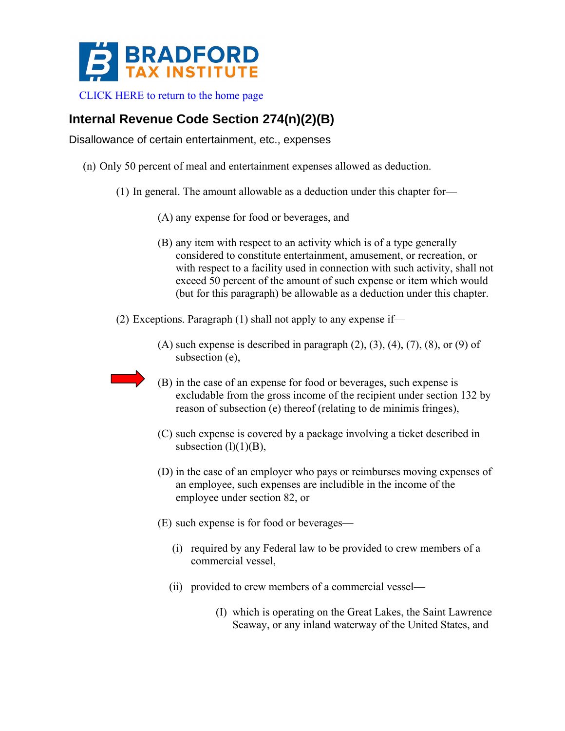CLICK HERE to return to the home page

## Internal Revenue Code Section 274(n)(2)(B)

Disallowance of certain entertainment, etc., expenses

(n) Only 50 percent of meal and entertainment expenses allowed as deduction.

(1) In general. The amount allowable as a deduction under this chapter for—

(A) any expense for food or beverages, and

(B) any item with respect to an activity which is of a type generally considered to constitute entertainment, amusement, or recreation, or with respect to a facility used in connection with such activity, shall not exceed 50 percent of the amount of such expense or item which would (but for this paragraph) be allowable as a deduction under this chapter.

(2) Exceptions. Paragraph (1) shall not apply to any expense if—

(A) such expense is described in paragraph (2), (3), (4), (7), (8), or (9) of subsection (e),

(B) in the case of an expense for food or beverages, such expense is excludable from the gross income of the recipient under section 132 by reason of subsection (e) thereof (relating to de minimis fringes),

(C) such expense is covered by a package involving a ticket described in subsection (l)(1)(B),

(D) in the case of an employer who pays or reimburses moving expenses of an employee, such expenses are includible in the income of the employee under section 82, or

(E) such expense is for food or beverages—

(i) required by any Federal law to be provided to crew members of a commercial vessel,

(ii) provided to crew members of a commercial vessel—

(I) which is operating on the Great Lakes, the Saint Lawrence Seaway, or any inland waterway of the United States, and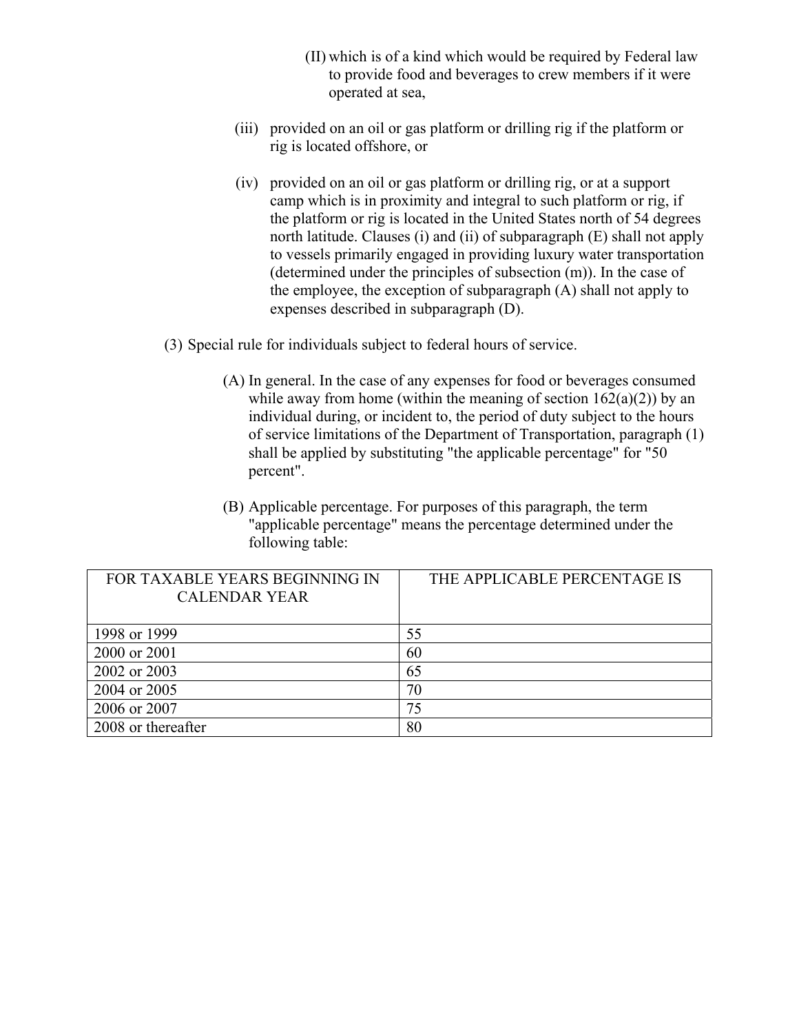(II) which is of a kind which would be required by Federal law to provide food and beverages to crew members if it were operated at sea,

(iii) provided on an oil or gas platform or drilling rig if the platform or rig is located offshore, or

(iv) provided on an oil or gas platform or drilling rig, or at a support camp which is in proximity and integral to such platform or rig, if the platform or rig is located in the United States north of 54 degrees north latitude. Clauses (i) and (ii) of subparagraph (E) shall not apply to vessels primarily engaged in providing luxury water transportation (determined under the principles of subsection (m)). In the case of the employee, the exception of subparagraph (A) shall not apply to expenses described in subparagraph (D).

(3) Special rule for individuals subject to federal hours of service.

(A) In general. In the case of any expenses for food or beverages consumed while away from home (within the meaning of section 162(a)(2)) by an individual during, or incident to, the period of duty subject to the hours of service limitations of the Department of Transportation, paragraph (1) shall be applied by substituting "the applicable percentage" for "50 percent".

(B) Applicable percentage. For purposes of this paragraph, the term "applicable percentage" means the percentage determined under the following table:

| FOR TAXABLE YEARS BEGINNING IN CALENDAR YEAR | THE APPLICABLE PERCENTAGE IS |
|---|---|
| 1998 or 1999 | 55 |
| 2000 or 2001 | 60 |
| 2002 or 2003 | 65 |
| 2004 or 2005 | 70 |
| 2006 or 2007 | 75 |
| 2008 or thereafter | 80 |